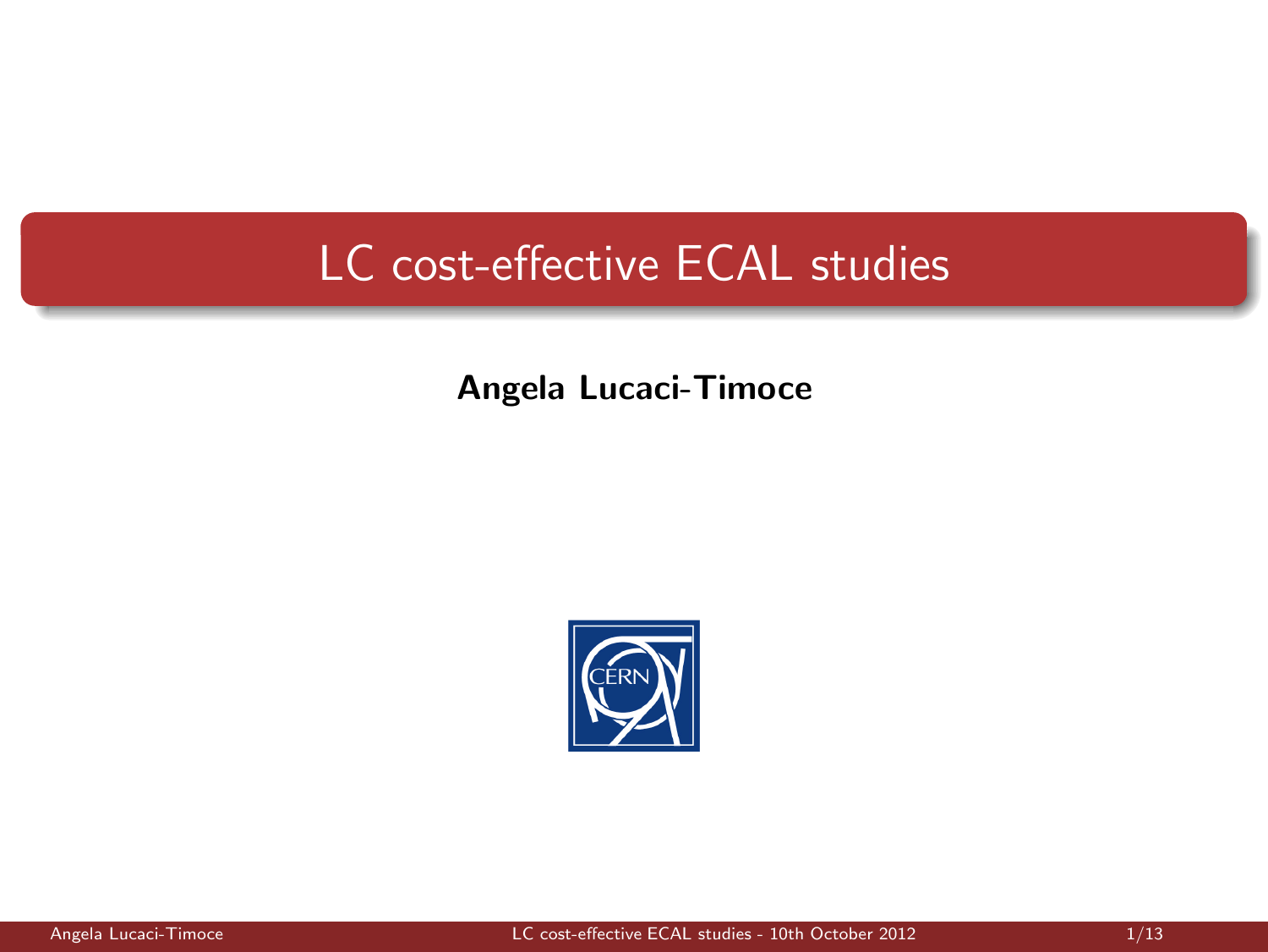# LC cost-effective ECAL studies

**Angela Lucaci-Timoce**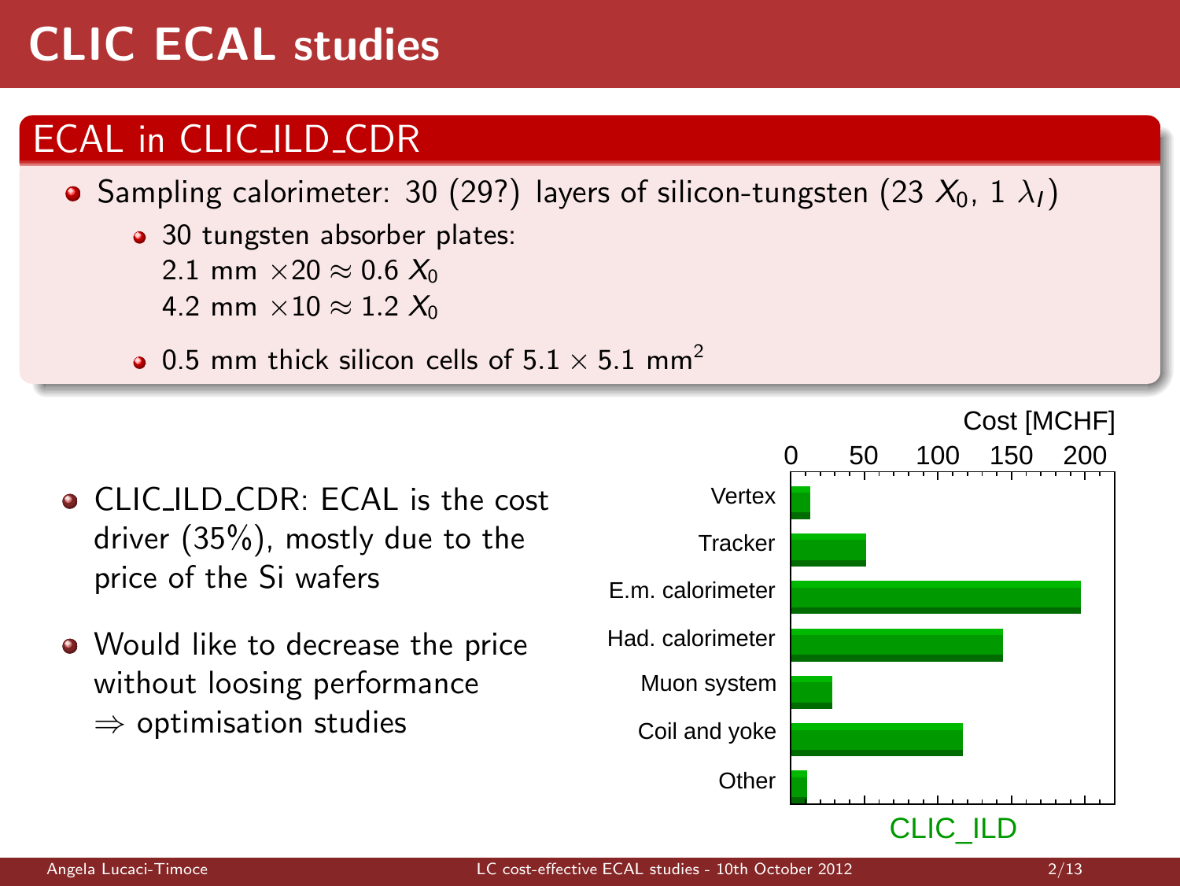# CLIC ECAL studies

## ECAL in CLIC_ILD_CDR

- Sampling calorimeter: 30 (29?) layers of silicon-tungsten (23 $X_0$, 1 $\lambda_I$)
  - 30 tungsten absorber plates:
    2.1 mm $\times 20 \approx 0.6\ X_0$
    4.2 mm $\times 10 \approx 1.2\ X_0$
  - 0.5 mm thick silicon cells of $5.1 \times 5.1$ mm$^2$

- CLIC_ILD_CDR: ECAL is the cost driver (35%), mostly due to the price of the Si wafers
- Would like to decrease the price without loosing performance
  $\Rightarrow$ optimisation studies

Cost [MCHF]

| | 0 | 50 | 100 | 150 | 200 |
|---|---|---|---|---|---|
| Vertex | | | | | |
| Tracker | | | | | |
| E.m. calorimeter | | | | | |
| Had. calorimeter | | | | | |
| Muon system | | | | | |
| Coil and yoke | | | | | |
| Other | | | | | |

CLIC_ILD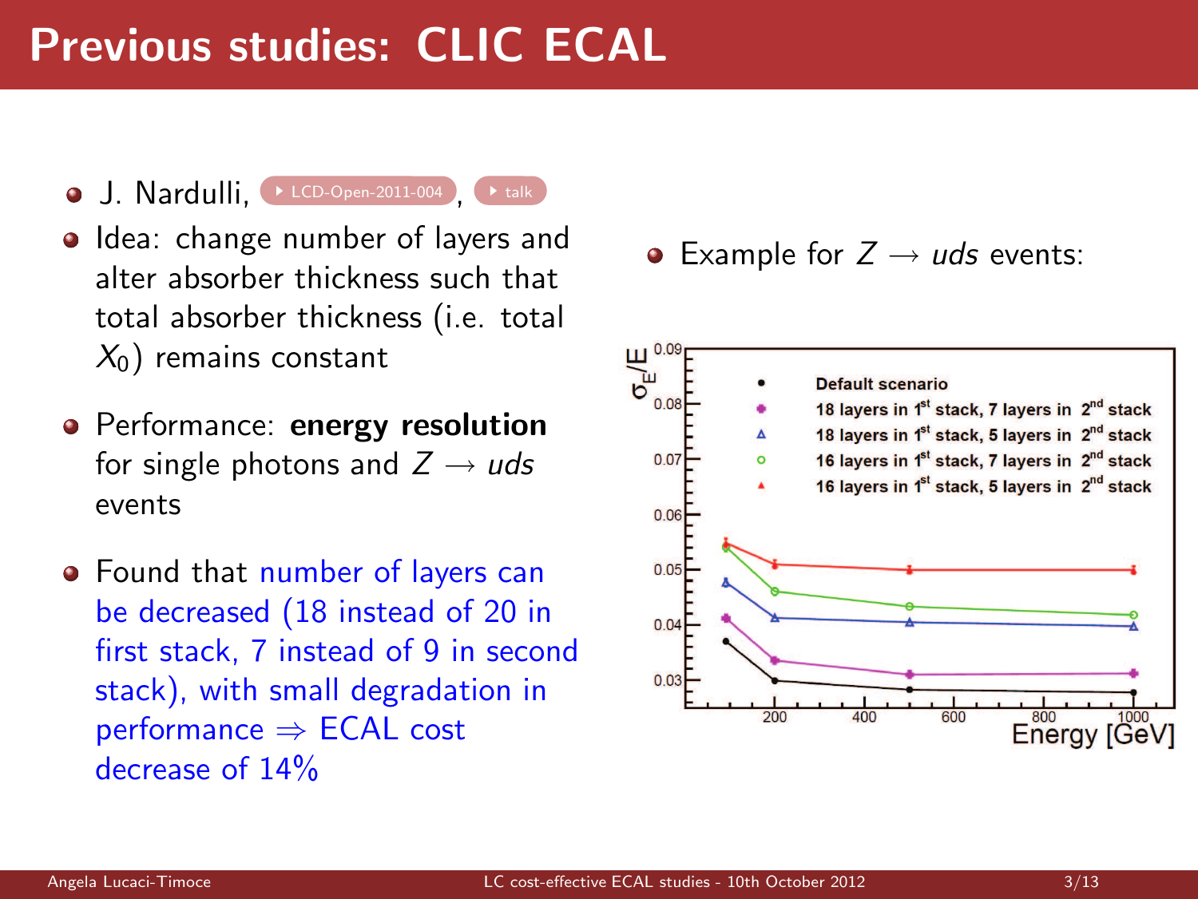# Previous studies: CLIC ECAL

- J. Nardulli, LCD-Open-2011-004, talk
- Idea: change number of layers and alter absorber thickness such that total absorber thickness (i.e. total $X_0$) remains constant
- Performance: **energy resolution** for single photons and $Z \rightarrow uds$ events
- Found that number of layers can be decreased (18 instead of 20 in first stack, 7 instead of 9 in second stack), with small degradation in performance $\Rightarrow$ ECAL cost decrease of 14%

- Example for $Z \rightarrow uds$ events: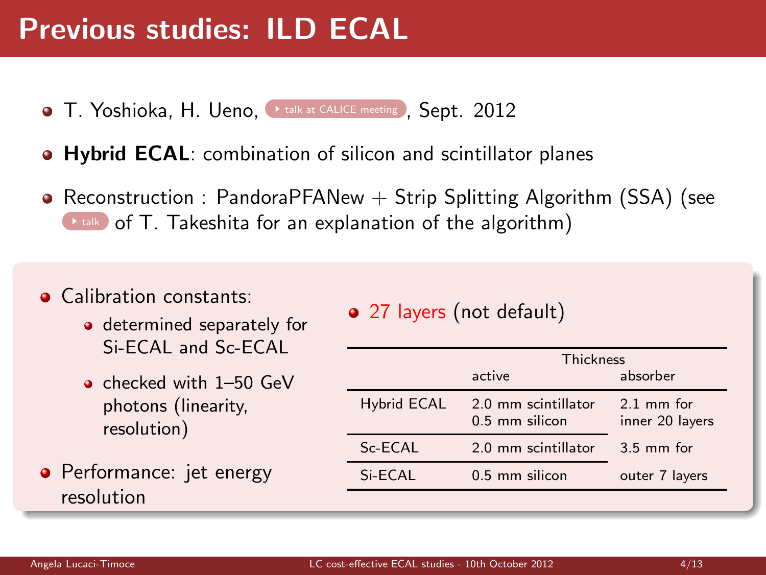# Previous studies: ILD ECAL

- T. Yoshioka, H. Ueno, talk at CALICE meeting, Sept. 2012
- **Hybrid ECAL**: combination of silicon and scintillator planes
- Reconstruction : PandoraPFANew + Strip Splitting Algorithm (SSA) (see talk of T. Takeshita for an explanation of the algorithm)

- Calibration constants:
  - determined separately for Si-ECAL and Sc-ECAL
  - checked with 1–50 GeV photons (linearity, resolution)
- Performance: jet energy resolution

- 27 layers (not default)

| | Thickness | |
|---|---|---|
| | active | absorber |
| Hybrid ECAL | 2.0 mm scintillator<br>0.5 mm silicon | 2.1 mm for inner 20 layers |
| Sc-ECAL | 2.0 mm scintillator | 3.5 mm for |
| Si-ECAL | 0.5 mm silicon | outer 7 layers |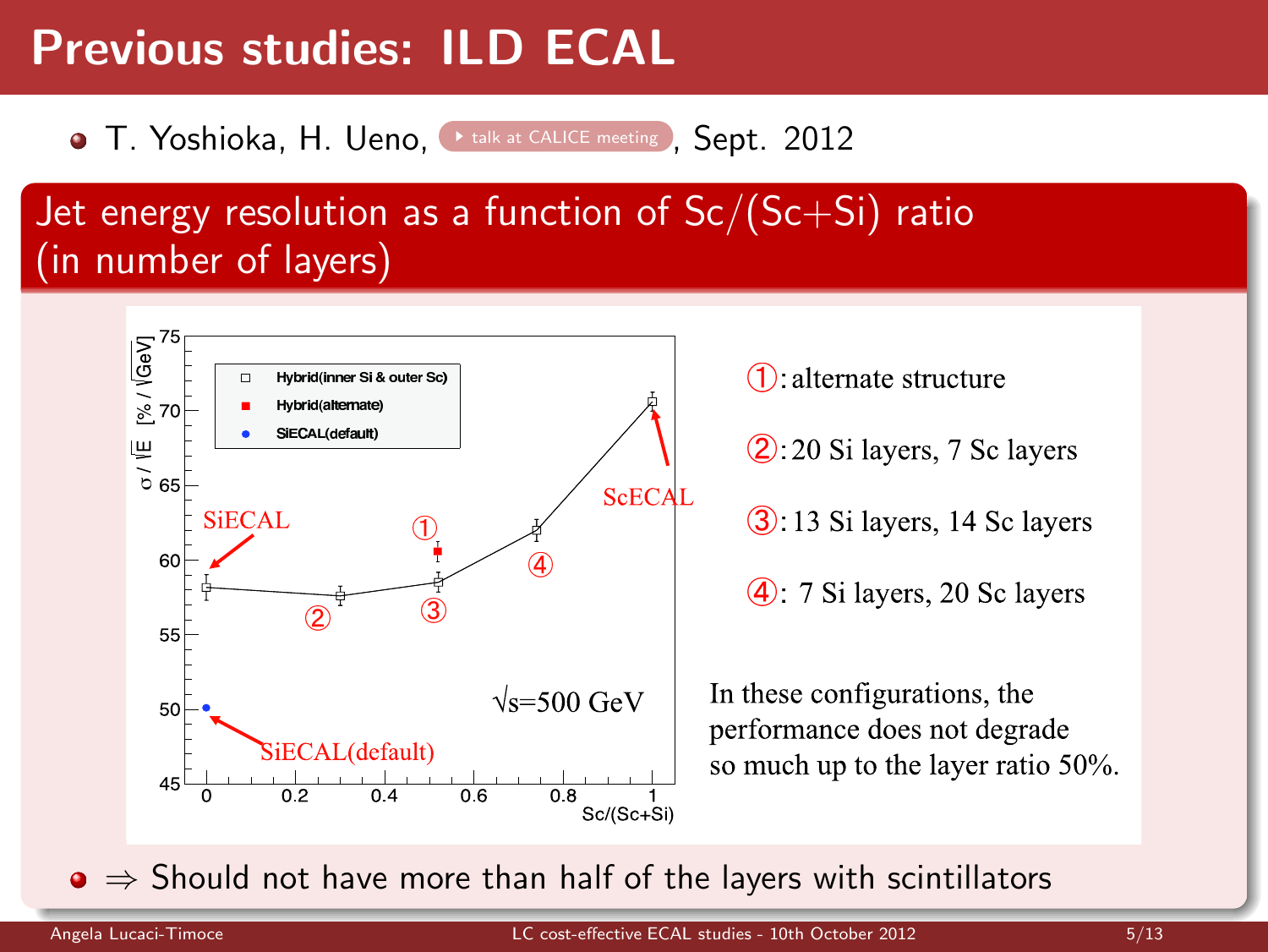# Previous studies: ILD ECAL

- T. Yoshioka, H. Ueno, talk at CALICE meeting, Sept. 2012

## Jet energy resolution as a function of Sc/(Sc+Si) ratio (in number of layers)

①: alternate structure

②: 20 Si layers, 7 Sc layers

③: 13 Si layers, 14 Sc layers

④: 7 Si layers, 20 Sc layers

In these configurations, the performance does not degrade so much up to the layer ratio 50%.

- $\Rightarrow$ Should not have more than half of the layers with scintillators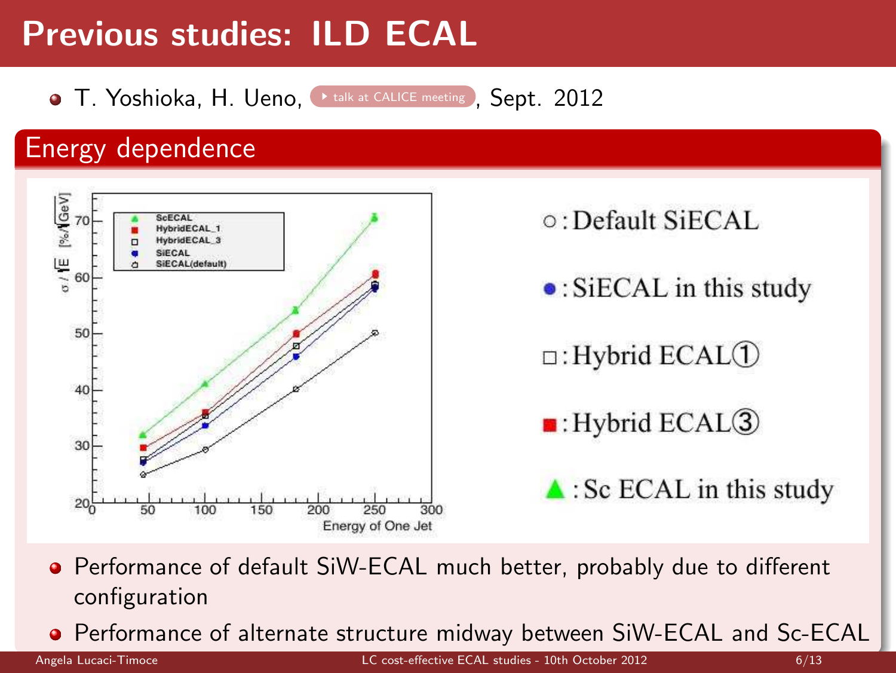# Previous studies: ILD ECAL

- T. Yoshioka, H. Ueno, talk at CALICE meeting, Sept. 2012

## Energy dependence

○ : Default SiECAL

● : SiECAL in this study

□ : Hybrid ECAL①

■ : Hybrid ECAL③

▲ : Sc ECAL in this study

- Performance of default SiW-ECAL much better, probably due to different configuration
- Performance of alternate structure midway between SiW-ECAL and Sc-ECAL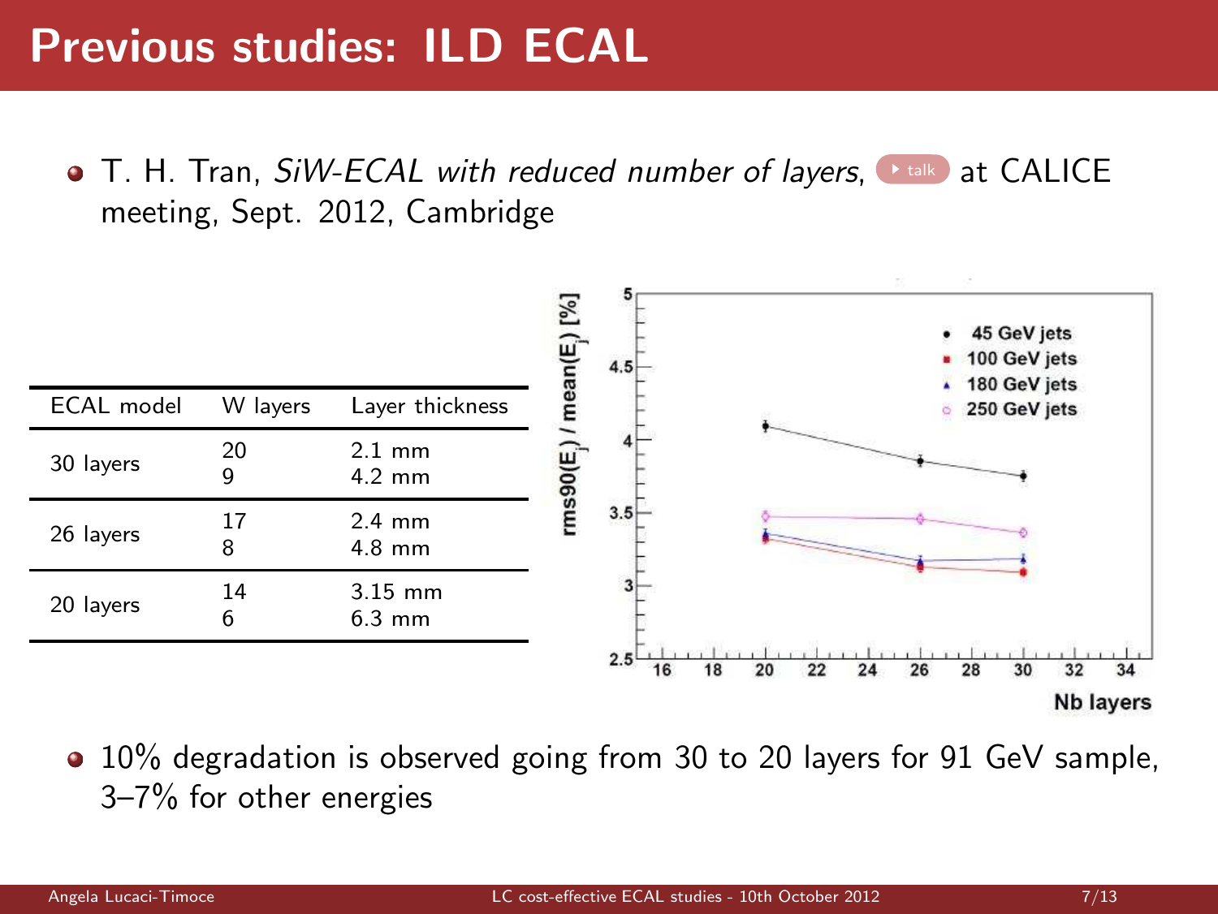# Previous studies: ILD ECAL

- T. H. Tran, *SiW-ECAL with reduced number of layers*, talk at CALICE meeting, Sept. 2012, Cambridge

| ECAL model | W layers | Layer thickness |
|---|---|---|
| 30 layers | 20<br>9 | 2.1 mm<br>4.2 mm |
| 26 layers | 17<br>8 | 2.4 mm<br>4.8 mm |
| 20 layers | 14<br>6 | 3.15 mm<br>6.3 mm |

- 10% degradation is observed going from 30 to 20 layers for 91 GeV sample, 3–7% for other energies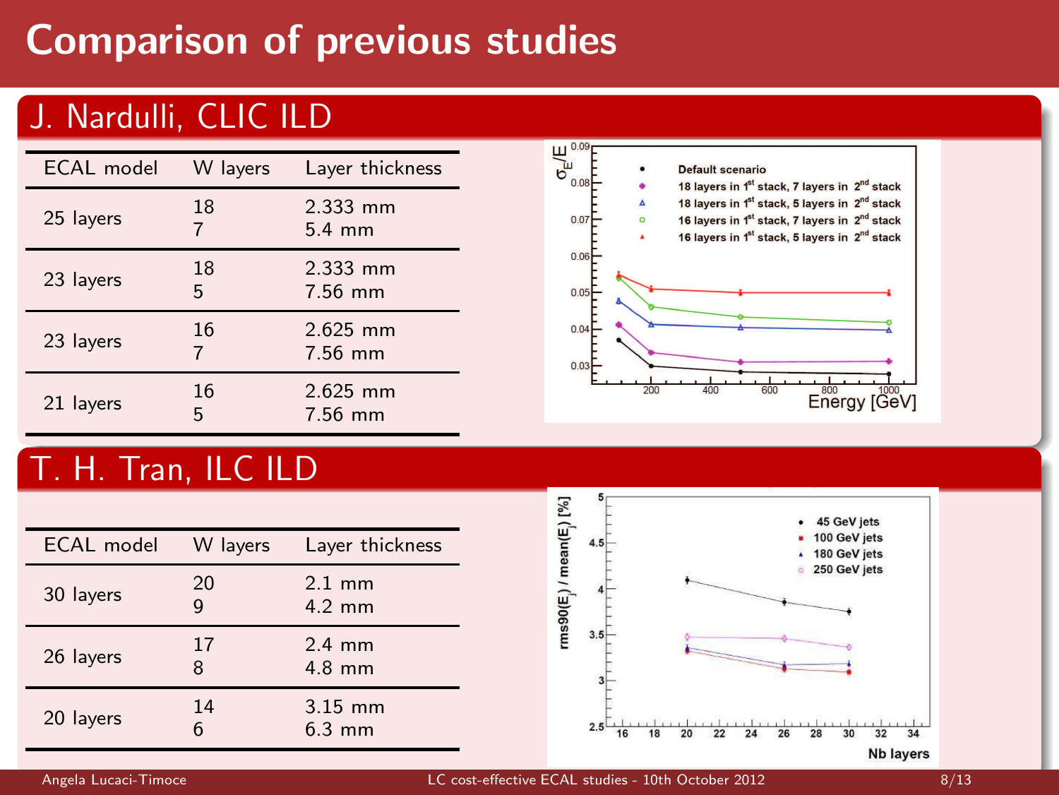# Comparison of previous studies

## J. Nardulli, CLIC ILD

| ECAL model | W layers | Layer thickness |
|---|---|---|
| 25 layers | 18<br>7 | 2.333 mm<br>5.4 mm |
| 23 layers | 18<br>5 | 2.333 mm<br>7.56 mm |
| 23 layers | 16<br>7 | 2.625 mm<br>7.56 mm |
| 21 layers | 16<br>5 | 2.625 mm<br>7.56 mm |

## T. H. Tran, ILC ILD

| ECAL model | W layers | Layer thickness |
|---|---|---|
| 30 layers | 20<br>9 | 2.1 mm<br>4.2 mm |
| 26 layers | 17<br>8 | 2.4 mm<br>4.8 mm |
| 20 layers | 14<br>6 | 3.15 mm<br>6.3 mm |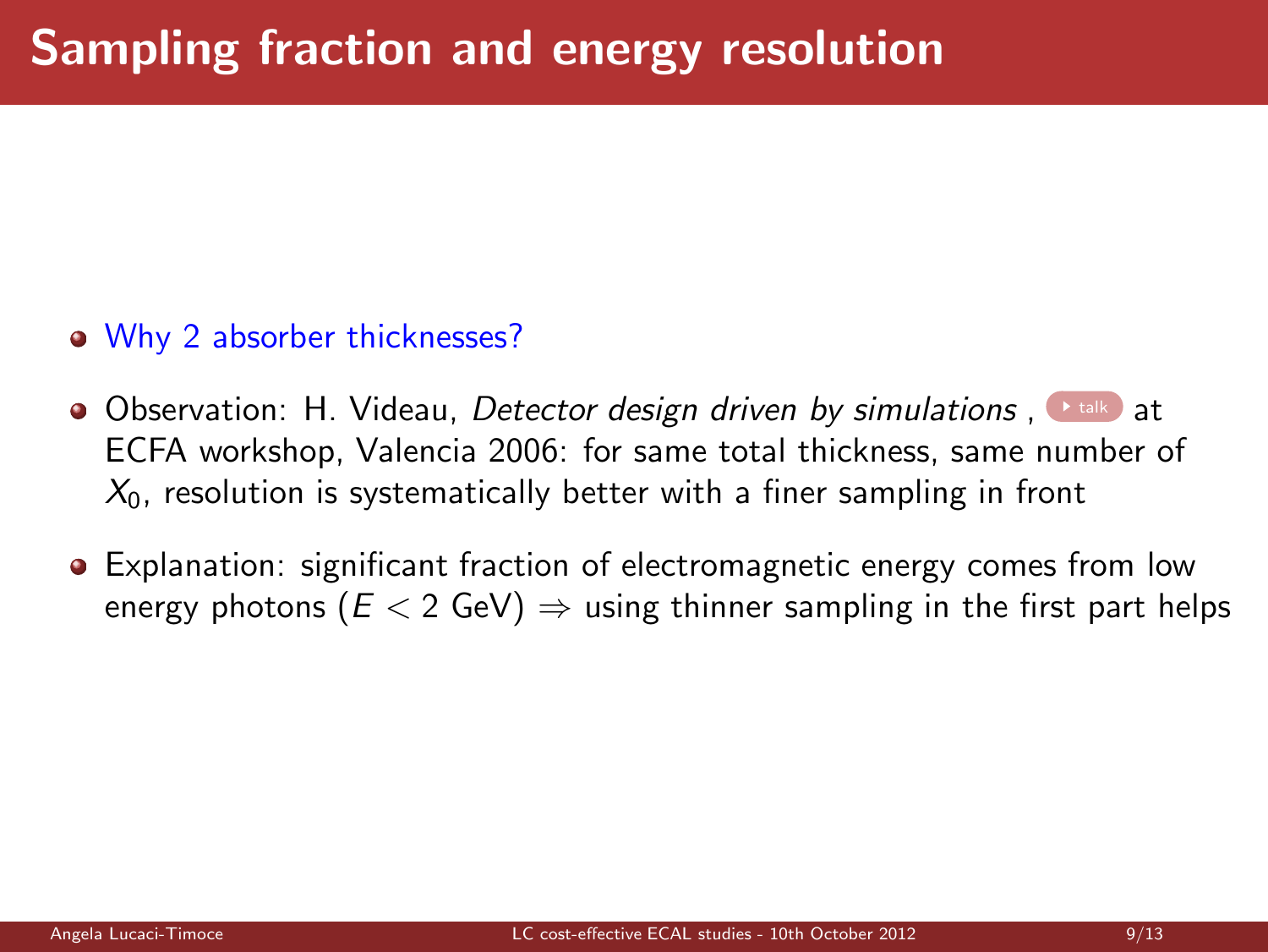# Sampling fraction and energy resolution

- Why 2 absorber thicknesses?
- Observation: H. Videau, *Detector design driven by simulations* , talk at ECFA workshop, Valencia 2006: for same total thickness, same number of $X_0$, resolution is systematically better with a finer sampling in front
- Explanation: significant fraction of electromagnetic energy comes from low energy photons ($E < 2$ GeV) $\Rightarrow$ using thinner sampling in the first part helps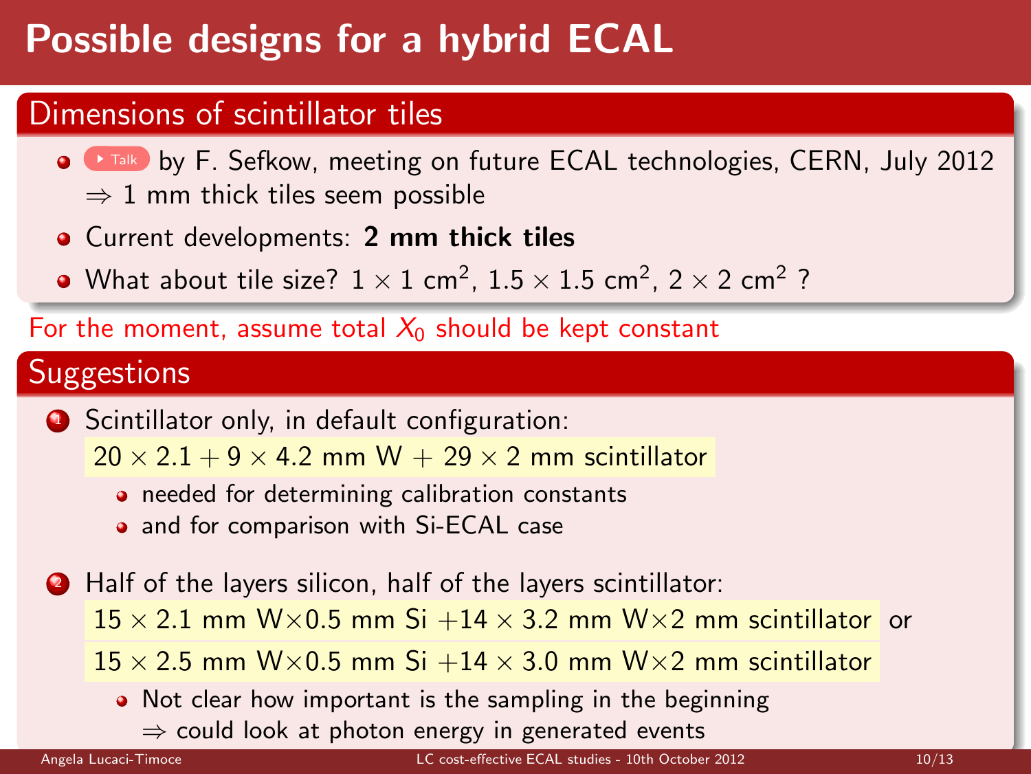# Possible designs for a hybrid ECAL

## Dimensions of scintillator tiles

- Talk by F. Sefkow, meeting on future ECAL technologies, CERN, July 2012
  $\Rightarrow$ 1 mm thick tiles seem possible
- Current developments: **2 mm thick tiles**
- What about tile size? $1 \times 1$ cm$^2$, $1.5 \times 1.5$ cm$^2$, $2 \times 2$ cm$^2$ ?

For the moment, assume total $X_0$ should be kept constant

## Suggestions

1. Scintillator only, in default configuration:
   $20 \times 2.1 + 9 \times 4.2$ mm W $+$ $29 \times 2$ mm scintillator
   - needed for determining calibration constants
   - and for comparison with Si-ECAL case

2. Half of the layers silicon, half of the layers scintillator:
   $15 \times 2.1$ mm W$\times$0.5 mm Si $+ 14 \times 3.2$ mm W$\times$2 mm scintillator or
   $15 \times 2.5$ mm W$\times$0.5 mm Si $+ 14 \times 3.0$ mm W$\times$2 mm scintillator
   - Not clear how important is the sampling in the beginning
     $\Rightarrow$ could look at photon energy in generated events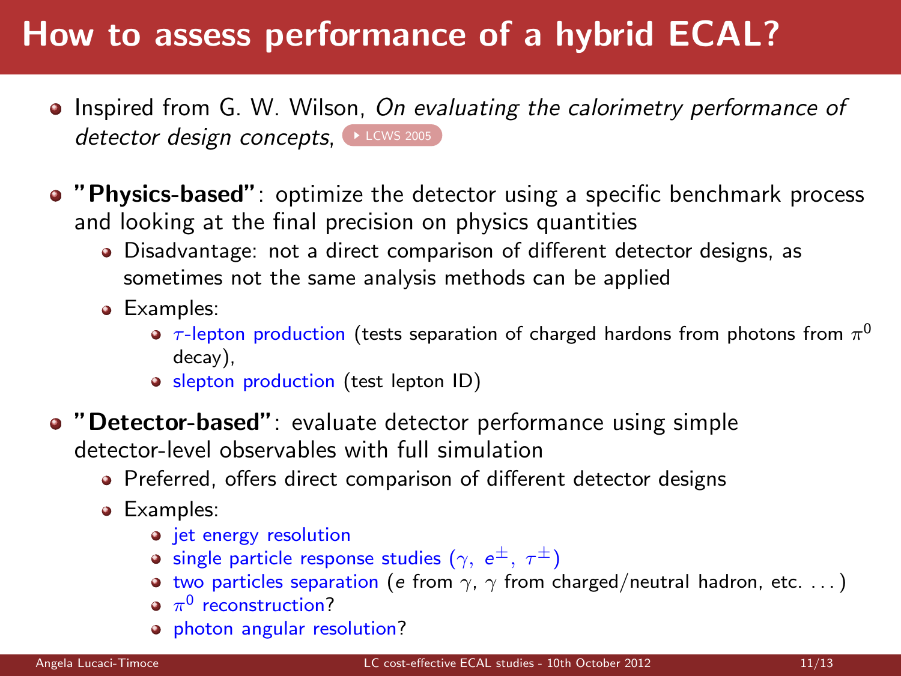# How to assess performance of a hybrid ECAL?

- Inspired from G. W. Wilson, *On evaluating the calorimetry performance of detector design concepts*, LCWS 2005
- **"Physics-based"**: optimize the detector using a specific benchmark process and looking at the final precision on physics quantities
  - Disadvantage: not a direct comparison of different detector designs, as sometimes not the same analysis methods can be applied
  - Examples:
    - $\tau$-lepton production (tests separation of charged hardons from photons from $\pi^0$ decay),
    - slepton production (test lepton ID)
- **"Detector-based"**: evaluate detector performance using simple detector-level observables with full simulation
  - Preferred, offers direct comparison of different detector designs
  - Examples:
    - jet energy resolution
    - single particle response studies ($\gamma$, $e^{\pm}$, $\tau^{\pm}$)
    - two particles separation ($e$ from $\gamma$, $\gamma$ from charged/neutral hadron, etc. ...)
    - $\pi^0$ reconstruction?
    - photon angular resolution?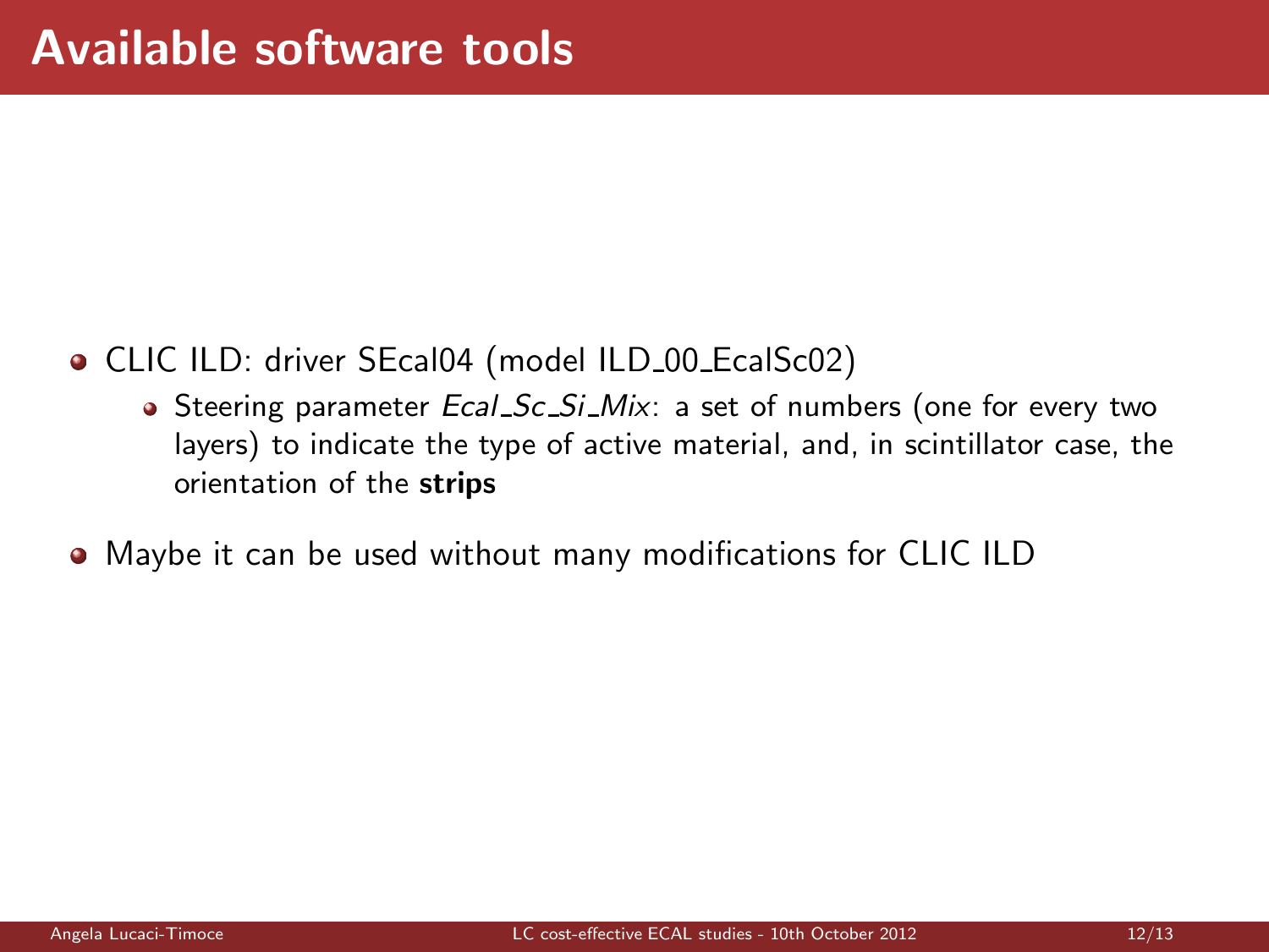# Available software tools

- CLIC ILD: driver SEcal04 (model ILD_00_EcalSc02)
  - Steering parameter *Ecal_Sc_Si_Mix*: a set of numbers (one for every two layers) to indicate the type of active material, and, in scintillator case, the orientation of the **strips**
- Maybe it can be used without many modifications for CLIC ILD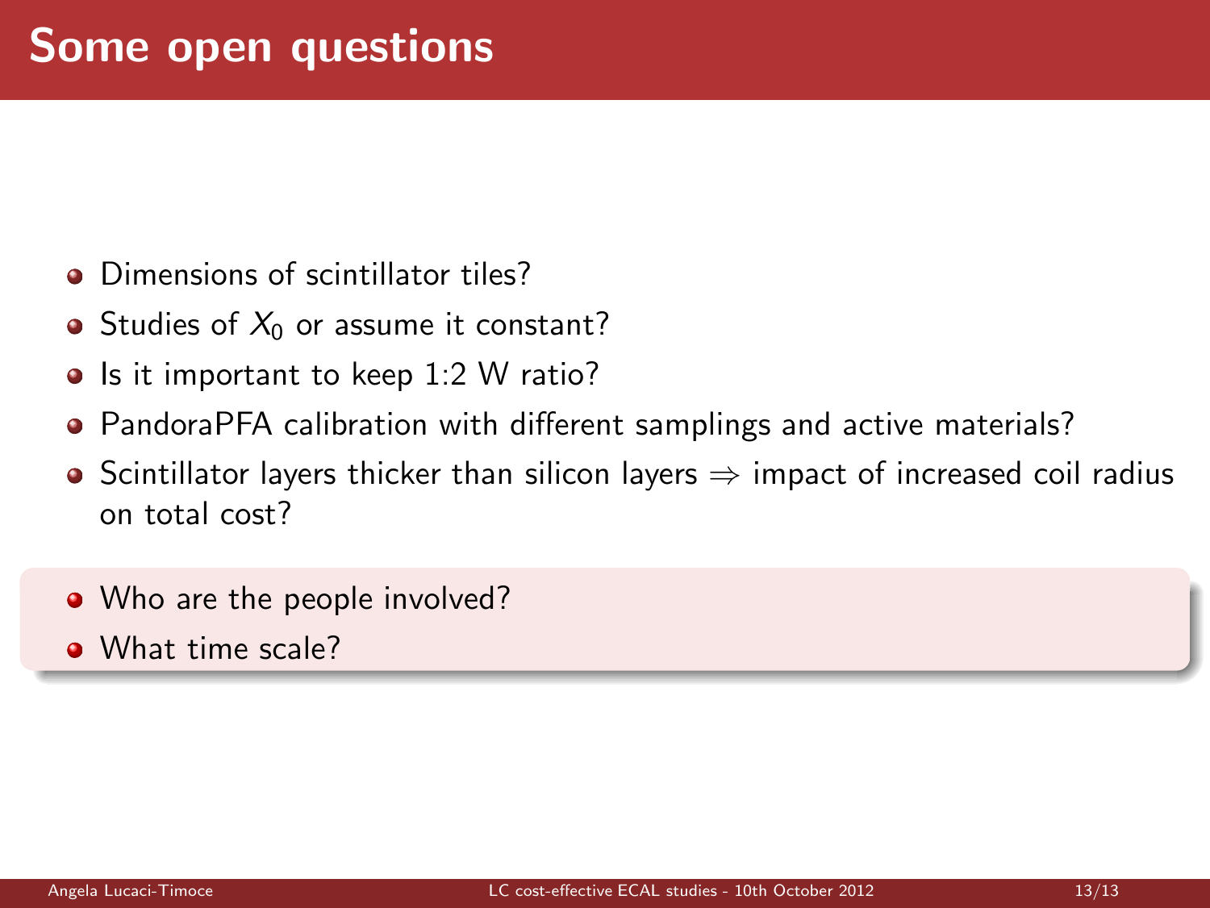# Some open questions

- Dimensions of scintillator tiles?
- Studies of $X_0$ or assume it constant?
- Is it important to keep 1:2 W ratio?
- PandoraPFA calibration with different samplings and active materials?
- Scintillator layers thicker than silicon layers $\Rightarrow$ impact of increased coil radius on total cost?

- Who are the people involved?
- What time scale?